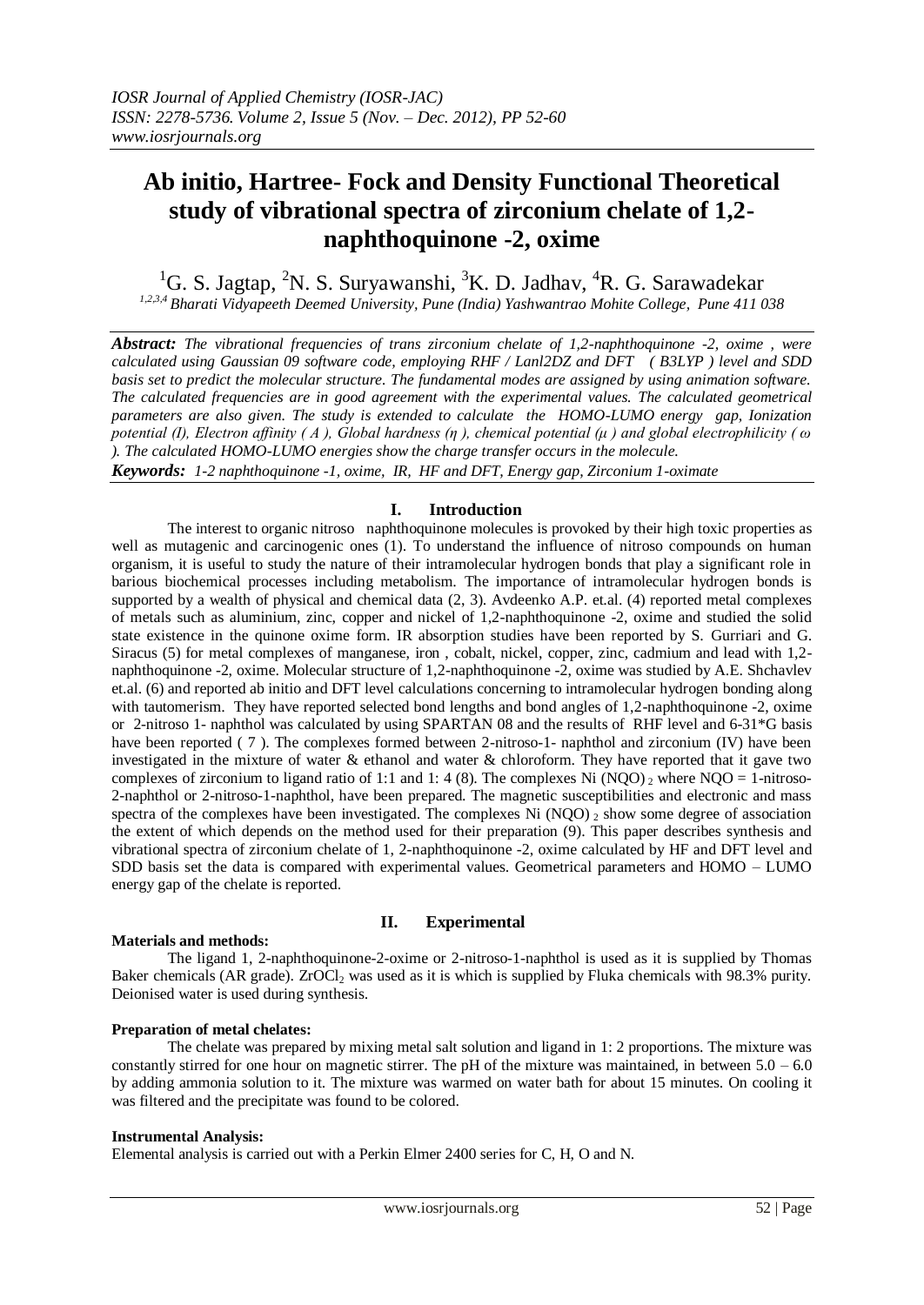# Ab initio, Hartree- Fock and Density Functional Theoretical study of vibrational spectra of zirconium chelate of 1,2-naphthoquinone -2, oxime

[1]G. S. Jagtap, [2]N. S. Suryawanshi, [3]K. D. Jadhav, [4]R. G. Sarawadekar

[1,2,3,4] *Bharati Vidyapeeth Deemed University, Pune (India) Yashwantrao Mohite College, Pune 411 038*

***Abstract:*** *The vibrational frequencies of trans zirconium chelate of 1,2-naphthoquinone -2, oxime , were calculated using Gaussian 09 software code, employing RHF / Lanl2DZ and DFT ( B3LYP ) level and SDD basis set to predict the molecular structure. The fundamental modes are assigned by using animation software. The calculated frequencies are in good agreement with the experimental values. The calculated geometrical parameters are also given. The study is extended to calculate the HOMO-LUMO energy gap, Ionization potential (I), Electron affinity ( A ), Global hardness (η ), chemical potential (μ ) and global electrophilicity ( ω ). The calculated HOMO-LUMO energies show the charge transfer occurs in the molecule.*

***Keywords:*** *1-2 naphthoquinone -1, oxime, IR, HF and DFT, Energy gap, Zirconium 1-oximate*

## I. Introduction

The interest to organic nitroso naphthoquinone molecules is provoked by their high toxic properties as well as mutagenic and carcinogenic ones (1). To understand the influence of nitroso compounds on human organism, it is useful to study the nature of their intramolecular hydrogen bonds that play a significant role in barious biochemical processes including metabolism. The importance of intramolecular hydrogen bonds is supported by a wealth of physical and chemical data (2, 3). Avdeenko A.P. et.al. (4) reported metal complexes of metals such as aluminium, zinc, copper and nickel of 1,2-naphthoquinone -2, oxime and studied the solid state existence in the quinone oxime form. IR absorption studies have been reported by S. Gurriari and G. Siracus (5) for metal complexes of manganese, iron , cobalt, nickel, copper, zinc, cadmium and lead with 1,2-naphthoquinone -2, oxime. Molecular structure of 1,2-naphthoquinone -2, oxime was studied by A.E. Shchavlev et.al. (6) and reported ab initio and DFT level calculations concerning to intramolecular hydrogen bonding along with tautomerism. They have reported selected bond lengths and bond angles of 1,2-naphthoquinone -2, oxime or 2-nitroso 1- naphthol was calculated by using SPARTAN 08 and the results of RHF level and 6-31*G basis have been reported ( 7 ). The complexes formed between 2-nitroso-1- naphthol and zirconium (IV) have been investigated in the mixture of water & ethanol and water & chloroform. They have reported that it gave two complexes of zirconium to ligand ratio of 1:1 and 1: 4 (8). The complexes Ni $(NQO)_2$ where NQO = 1-nitroso-2-naphthol or 2-nitroso-1-naphthol, have been prepared. The magnetic susceptibilities and electronic and mass spectra of the complexes have been investigated. The complexes Ni $(NQO)_2$ show some degree of association the extent of which depends on the method used for their preparation (9). This paper describes synthesis and vibrational spectra of zirconium chelate of 1, 2-naphthoquinone -2, oxime calculated by HF and DFT level and SDD basis set the data is compared with experimental values. Geometrical parameters and HOMO – LUMO energy gap of the chelate is reported.

## II. Experimental

**Materials and methods:**

The ligand 1, 2-naphthoquinone-2-oxime or 2-nitroso-1-naphthol is used as it is supplied by Thomas Baker chemicals (AR grade). $ZrOCl_2$ was used as it is which is supplied by Fluka chemicals with 98.3% purity. Deionised water is used during synthesis.

**Preparation of metal chelates:**

The chelate was prepared by mixing metal salt solution and ligand in 1: 2 proportions. The mixture was constantly stirred for one hour on magnetic stirrer. The pH of the mixture was maintained, in between 5.0 – 6.0 by adding ammonia solution to it. The mixture was warmed on water bath for about 15 minutes. On cooling it was filtered and the precipitate was found to be colored.

**Instrumental Analysis:**

Elemental analysis is carried out with a Perkin Elmer 2400 series for C, H, O and N.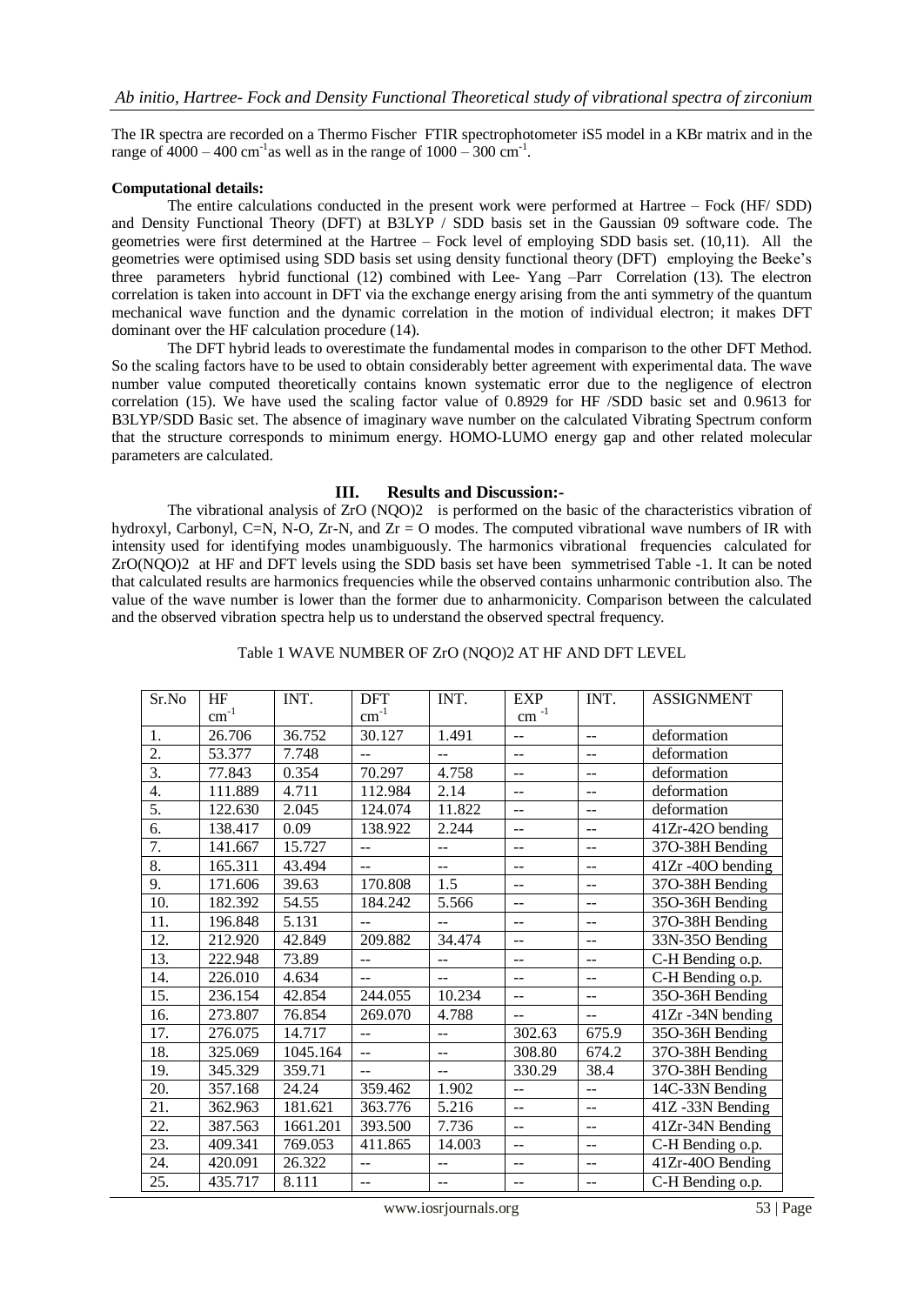The IR spectra are recorded on a Thermo Fischer FTIR spectrophotometer iS5 model in a KBr matrix and in the range of 4000 – 400 $cm^{-1}$ as well as in the range of 1000 – 300 $cm^{-1}$.

**Computational details:**

The entire calculations conducted in the present work were performed at Hartree – Fock (HF/ SDD) and Density Functional Theory (DFT) at B3LYP / SDD basis set in the Gaussian 09 software code. The geometries were first determined at the Hartree – Fock level of employing SDD basis set. (10,11). All the geometries were optimised using SDD basis set using density functional theory (DFT) employing the Beeke's three parameters hybrid functional (12) combined with Lee- Yang –Parr Correlation (13). The electron correlation is taken into account in DFT via the exchange energy arising from the anti symmetry of the quantum mechanical wave function and the dynamic correlation in the motion of individual electron; it makes DFT dominant over the HF calculation procedure (14).

The DFT hybrid leads to overestimate the fundamental modes in comparison to the other DFT Method. So the scaling factors have to be used to obtain considerably better agreement with experimental data. The wave number value computed theoretically contains known systematic error due to the negligence of electron correlation (15). We have used the scaling factor value of 0.8929 for HF /SDD basic set and 0.9613 for B3LYP/SDD Basic set. The absence of imaginary wave number on the calculated Vibrating Spectrum conform that the structure corresponds to minimum energy. HOMO-LUMO energy gap and other related molecular parameters are calculated.

## III. Results and Discussion:-

The vibrational analysis of ZrO (NQO)2 is performed on the basic of the characteristics vibration of hydroxyl, Carbonyl, C=N, N-O, Zr-N, and Zr = O modes. The computed vibrational wave numbers of IR with intensity used for identifying modes unambiguously. The harmonics vibrational frequencies calculated for ZrO(NQO)2 at HF and DFT levels using the SDD basis set have been symmetrised Table -1. It can be noted that calculated results are harmonics frequencies while the observed contains unharmonic contribution also. The value of the wave number is lower than the former due to anharmonicity. Comparison between the calculated and the observed vibration spectra help us to understand the observed spectral frequency.

Table 1 WAVE NUMBER OF ZrO (NQO)2 AT HF AND DFT LEVEL

| Sr.No | HF $cm^{-1}$ | INT. | DFT $cm^{-1}$ | INT. | EXP $cm^{-1}$ | INT. | ASSIGNMENT |
|---|---|---|---|---|---|---|---|
| 1. | 26.706 | 36.752 | 30.127 | 1.491 | -- | -- | deformation |
| 2. | 53.377 | 7.748 | -- | -- | -- | -- | deformation |
| 3. | 77.843 | 0.354 | 70.297 | 4.758 | -- | -- | deformation |
| 4. | 111.889 | 4.711 | 112.984 | 2.14 | -- | -- | deformation |
| 5. | 122.630 | 2.045 | 124.074 | 11.822 | -- | -- | deformation |
| 6. | 138.417 | 0.09 | 138.922 | 2.244 | -- | -- | 41Zr-42O bending |
| 7. | 141.667 | 15.727 | -- | -- | -- | -- | 37O-38H Bending |
| 8. | 165.311 | 43.494 | -- | -- | -- | -- | 41Zr -40O bending |
| 9. | 171.606 | 39.63 | 170.808 | 1.5 | -- | -- | 37O-38H Bending |
| 10. | 182.392 | 54.55 | 184.242 | 5.566 | -- | -- | 35O-36H Bending |
| 11. | 196.848 | 5.131 | -- | -- | -- | -- | 37O-38H Bending |
| 12. | 212.920 | 42.849 | 209.882 | 34.474 | -- | -- | 33N-35O Bending |
| 13. | 222.948 | 73.89 | -- | -- | -- | -- | C-H Bending o.p. |
| 14. | 226.010 | 4.634 | -- | -- | -- | -- | C-H Bending o.p. |
| 15. | 236.154 | 42.854 | 244.055 | 10.234 | -- | -- | 35O-36H Bending |
| 16. | 273.807 | 76.854 | 269.070 | 4.788 | -- | -- | 41Zr -34N bending |
| 17. | 276.075 | 14.717 | -- | -- | 302.63 | 675.9 | 35O-36H Bending |
| 18. | 325.069 | 1045.164 | -- | -- | 308.80 | 674.2 | 37O-38H Bending |
| 19. | 345.329 | 359.71 | -- | -- | 330.29 | 38.4 | 37O-38H Bending |
| 20. | 357.168 | 24.24 | 359.462 | 1.902 | -- | -- | 14C-33N Bending |
| 21. | 362.963 | 181.621 | 363.776 | 5.216 | -- | -- | 41Z -33N Bending |
| 22. | 387.563 | 1661.201 | 393.500 | 7.736 | -- | -- | 41Zr-34N Bending |
| 23. | 409.341 | 769.053 | 411.865 | 14.003 | -- | -- | C-H Bending o.p. |
| 24. | 420.091 | 26.322 | -- | -- | -- | -- | 41Zr-40O Bending |
| 25. | 435.717 | 8.111 | -- | -- | -- | -- | C-H Bending o.p. |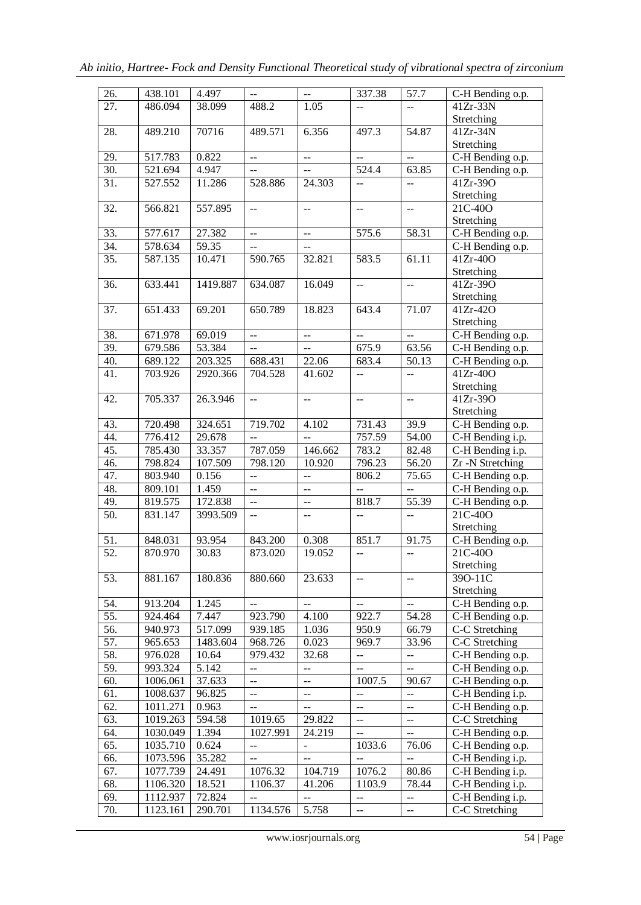| 26. | 438.101 | 4.497 | -- | -- | 337.38 | 57.7 | C-H Bending o.p. |
|---|---|---|---|---|---|---|---|
| 27. | 486.094 | 38.099 | 488.2 | 1.05 | -- | -- | 41Zr-33N Stretching |
| 28. | 489.210 | 70716 | 489.571 | 6.356 | 497.3 | 54.87 | 41Zr-34N Stretching |
| 29. | 517.783 | 0.822 | -- | -- | -- | -- | C-H Bending o.p. |
| 30. | 521.694 | 4.947 | -- | -- | 524.4 | 63.85 | C-H Bending o.p. |
| 31. | 527.552 | 11.286 | 528.886 | 24.303 | -- | -- | 41Zr-39O Stretching |
| 32. | 566.821 | 557.895 | -- | -- | -- | -- | 21C-40O Stretching |
| 33. | 577.617 | 27.382 | -- | -- | 575.6 | 58.31 | C-H Bending o.p. |
| 34. | 578.634 | 59.35 | -- | -- | | | C-H Bending o.p. |
| 35. | 587.135 | 10.471 | 590.765 | 32.821 | 583.5 | 61.11 | 41Zr-40O Stretching |
| 36. | 633.441 | 1419.887 | 634.087 | 16.049 | -- | -- | 41Zr-39O Stretching |
| 37. | 651.433 | 69.201 | 650.789 | 18.823 | 643.4 | 71.07 | 41Zr-42O Stretching |
| 38. | 671.978 | 69.019 | -- | -- | -- | -- | C-H Bending o.p. |
| 39. | 679.586 | 53.384 | -- | -- | 675.9 | 63.56 | C-H Bending o.p. |
| 40. | 689.122 | 203.325 | 688.431 | 22.06 | 683.4 | 50.13 | C-H Bending o.p. |
| 41. | 703.926 | 2920.366 | 704.528 | 41.602 | -- | -- | 41Zr-40O Stretching |
| 42. | 705.337 | 26.3.946 | -- | -- | -- | -- | 41Zr-39O Stretching |
| 43. | 720.498 | 324.651 | 719.702 | 4.102 | 731.43 | 39.9 | C-H Bending o.p. |
| 44. | 776.412 | 29.678 | -- | -- | 757.59 | 54.00 | C-H Bending i.p. |
| 45. | 785.430 | 33.357 | 787.059 | 146.662 | 783.2 | 82.48 | C-H Bending i.p. |
| 46. | 798.824 | 107.509 | 798.120 | 10.920 | 796.23 | 56.20 | Zr -N Stretching |
| 47. | 803.940 | 0.156 | -- | -- | 806.2 | 75.65 | C-H Bending o.p. |
| 48. | 809.101 | 1.459 | -- | -- | -- | -- | C-H Bending o.p. |
| 49. | 819.575 | 172.838 | -- | -- | 818.7 | 55.39 | C-H Bending o.p. |
| 50. | 831.147 | 3993.509 | -- | -- | -- | -- | 21C-40O Stretching |
| 51. | 848.031 | 93.954 | 843.200 | 0.308 | 851.7 | 91.75 | C-H Bending o.p. |
| 52. | 870.970 | 30.83 | 873.020 | 19.052 | -- | -- | 21C-40O Stretching |
| 53. | 881.167 | 180.836 | 880.660 | 23.633 | -- | -- | 39O-11C Stretching |
| 54. | 913.204 | 1.245 | -- | -- | -- | -- | C-H Bending o.p. |
| 55. | 924.464 | 7.447 | 923.790 | 4.100 | 922.7 | 54.28 | C-H Bending o.p. |
| 56. | 940.973 | 517.099 | 939.185 | 1.036 | 950.9 | 66.79 | C-C Stretching |
| 57. | 965.653 | 1483.604 | 968.726 | 0.023 | 969.7 | 33.96 | C-C Stretching |
| 58. | 976.028 | 10.64 | 979.432 | 32.68 | -- | -- | C-H Bending o.p. |
| 59. | 993.324 | 5.142 | -- | -- | -- | -- | C-H Bending o.p. |
| 60. | 1006.061 | 37.633 | -- | -- | 1007.5 | 90.67 | C-H Bending o.p. |
| 61. | 1008.637 | 96.825 | -- | -- | -- | -- | C-H Bending i.p. |
| 62. | 1011.271 | 0.963 | -- | -- | -- | -- | C-H Bending o.p. |
| 63. | 1019.263 | 594.58 | 1019.65 | 29.822 | -- | -- | C-C Stretching |
| 64. | 1030.049 | 1.394 | 1027.991 | 24.219 | -- | -- | C-H Bending o.p. |
| 65. | 1035.710 | 0.624 | -- | - | 1033.6 | 76.06 | C-H Bending o.p. |
| 66. | 1073.596 | 35.282 | -- | -- | -- | -- | C-H Bending i.p. |
| 67. | 1077.739 | 24.491 | 1076.32 | 104.719 | 1076.2 | 80.86 | C-H Bending i.p. |
| 68. | 1106.320 | 18.521 | 1106.37 | 41.206 | 1103.9 | 78.44 | C-H Bending i.p. |
| 69. | 1112.937 | 72.824 | -- | -- | -- | -- | C-H Bending i.p. |
| 70. | 1123.161 | 290.701 | 1134.576 | 5.758 | -- | -- | C-C Stretching |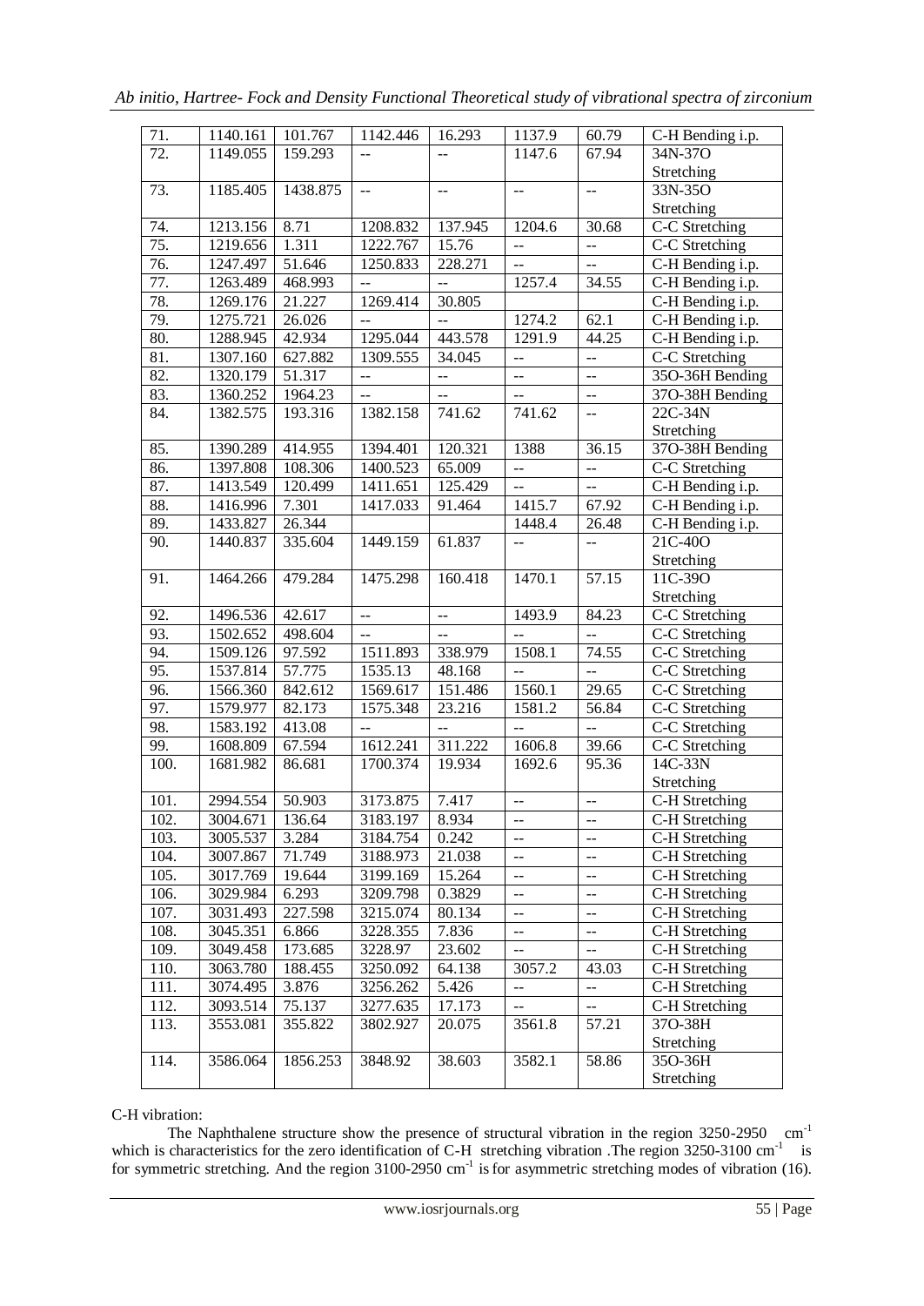| 71. | 1140.161 | 101.767 | 1142.446 | 16.293 | 1137.9 | 60.79 | C-H Bending i.p. |
|---|---|---|---|---|---|---|---|
| 72. | 1149.055 | 159.293 | -- | -- | 1147.6 | 67.94 | 34N-37O Stretching |
| 73. | 1185.405 | 1438.875 | -- | -- | -- | -- | 33N-35O Stretching |
| 74. | 1213.156 | 8.71 | 1208.832 | 137.945 | 1204.6 | 30.68 | C-C Stretching |
| 75. | 1219.656 | 1.311 | 1222.767 | 15.76 | -- | -- | C-C Stretching |
| 76. | 1247.497 | 51.646 | 1250.833 | 228.271 | -- | -- | C-H Bending i.p. |
| 77. | 1263.489 | 468.993 | -- | -- | 1257.4 | 34.55 | C-H Bending i.p. |
| 78. | 1269.176 | 21.227 | 1269.414 | 30.805 | | | C-H Bending i.p. |
| 79. | 1275.721 | 26.026 | -- | -- | 1274.2 | 62.1 | C-H Bending i.p. |
| 80. | 1288.945 | 42.934 | 1295.044 | 443.578 | 1291.9 | 44.25 | C-H Bending i.p. |
| 81. | 1307.160 | 627.882 | 1309.555 | 34.045 | -- | -- | C-C Stretching |
| 82. | 1320.179 | 51.317 | -- | -- | -- | -- | 35O-36H Bending |
| 83. | 1360.252 | 1964.23 | -- | -- | -- | -- | 37O-38H Bending |
| 84. | 1382.575 | 193.316 | 1382.158 | 741.62 | 741.62 | -- | 22C-34N Stretching |
| 85. | 1390.289 | 414.955 | 1394.401 | 120.321 | 1388 | 36.15 | 37O-38H Bending |
| 86. | 1397.808 | 108.306 | 1400.523 | 65.009 | -- | -- | C-C Stretching |
| 87. | 1413.549 | 120.499 | 1411.651 | 125.429 | -- | -- | C-H Bending i.p. |
| 88. | 1416.996 | 7.301 | 1417.033 | 91.464 | 1415.7 | 67.92 | C-H Bending i.p. |
| 89. | 1433.827 | 26.344 | | | 1448.4 | 26.48 | C-H Bending i.p. |
| 90. | 1440.837 | 335.604 | 1449.159 | 61.837 | -- | -- | 21C-40O Stretching |
| 91. | 1464.266 | 479.284 | 1475.298 | 160.418 | 1470.1 | 57.15 | 11C-39O Stretching |
| 92. | 1496.536 | 42.617 | -- | -- | 1493.9 | 84.23 | C-C Stretching |
| 93. | 1502.652 | 498.604 | -- | -- | -- | -- | C-C Stretching |
| 94. | 1509.126 | 97.592 | 1511.893 | 338.979 | 1508.1 | 74.55 | C-C Stretching |
| 95. | 1537.814 | 57.775 | 1535.13 | 48.168 | -- | -- | C-C Stretching |
| 96. | 1566.360 | 842.612 | 1569.617 | 151.486 | 1560.1 | 29.65 | C-C Stretching |
| 97. | 1579.977 | 82.173 | 1575.348 | 23.216 | 1581.2 | 56.84 | C-C Stretching |
| 98. | 1583.192 | 413.08 | -- | -- | -- | -- | C-C Stretching |
| 99. | 1608.809 | 67.594 | 1612.241 | 311.222 | 1606.8 | 39.66 | C-C Stretching |
| 100. | 1681.982 | 86.681 | 1700.374 | 19.934 | 1692.6 | 95.36 | 14C-33N Stretching |
| 101. | 2994.554 | 50.903 | 3173.875 | 7.417 | -- | -- | C-H Stretching |
| 102. | 3004.671 | 136.64 | 3183.197 | 8.934 | -- | -- | C-H Stretching |
| 103. | 3005.537 | 3.284 | 3184.754 | 0.242 | -- | -- | C-H Stretching |
| 104. | 3007.867 | 71.749 | 3188.973 | 21.038 | -- | -- | C-H Stretching |
| 105. | 3017.769 | 19.644 | 3199.169 | 15.264 | -- | -- | C-H Stretching |
| 106. | 3029.984 | 6.293 | 3209.798 | 0.3829 | -- | -- | C-H Stretching |
| 107. | 3031.493 | 227.598 | 3215.074 | 80.134 | -- | -- | C-H Stretching |
| 108. | 3045.351 | 6.866 | 3228.355 | 7.836 | -- | -- | C-H Stretching |
| 109. | 3049.458 | 173.685 | 3228.97 | 23.602 | -- | -- | C-H Stretching |
| 110. | 3063.780 | 188.455 | 3250.092 | 64.138 | 3057.2 | 43.03 | C-H Stretching |
| 111. | 3074.495 | 3.876 | 3256.262 | 5.426 | -- | -- | C-H Stretching |
| 112. | 3093.514 | 75.137 | 3277.635 | 17.173 | -- | -- | C-H Stretching |
| 113. | 3553.081 | 355.822 | 3802.927 | 20.075 | 3561.8 | 57.21 | 37O-38H Stretching |
| 114. | 3586.064 | 1856.253 | 3848.92 | 38.603 | 3582.1 | 58.86 | 35O-36H Stretching |

C-H vibration:

The Naphthalene structure show the presence of structural vibration in the region 3250-2950 $cm^{-1}$ which is characteristics for the zero identification of C-H stretching vibration .The region 3250-3100 $cm^{-1}$ is for symmetric stretching. And the region 3100-2950 $cm^{-1}$ is for asymmetric stretching modes of vibration (16).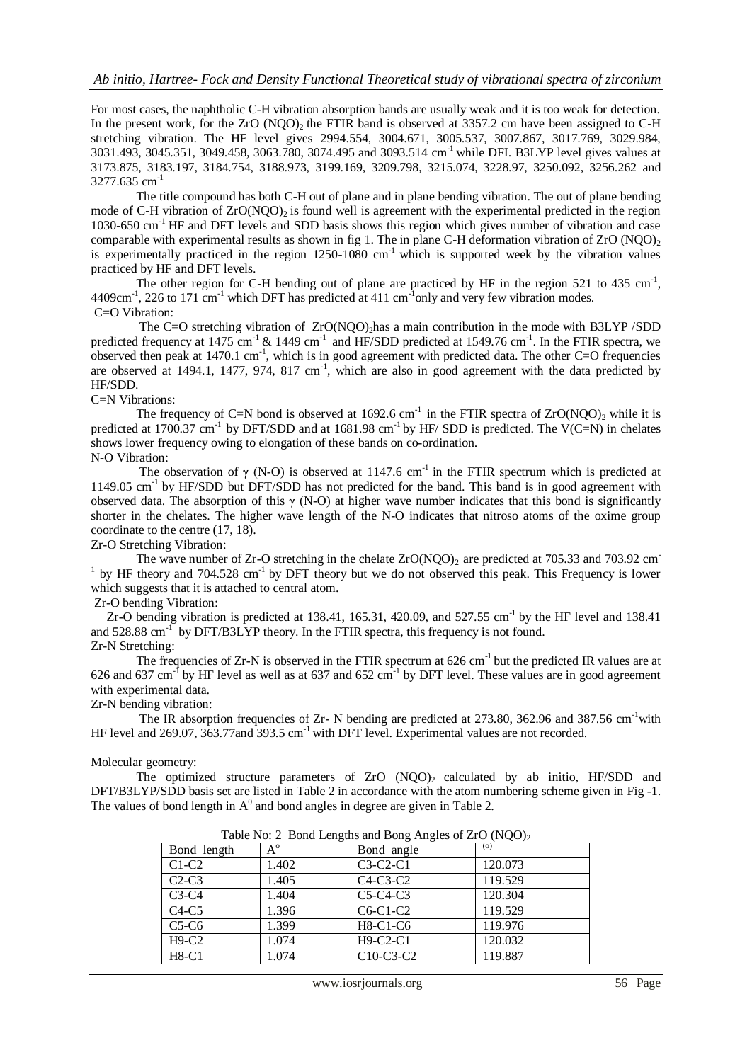For most cases, the naphtholic C-H vibration absorption bands are usually weak and it is too weak for detection. In the present work, for the $ZrO(NQO)_2$ the FTIR band is observed at 3357.2 cm have been assigned to C-H stretching vibration. The HF level gives 2994.554, 3004.671, 3005.537, 3007.867, 3017.769, 3029.984, 3031.493, 3045.351, 3049.458, 3063.780, 3074.495 and 3093.514 $cm^{-1}$ while DFI. B3LYP level gives values at 3173.875, 3183.197, 3184.754, 3188.973, 3199.169, 3209.798, 3215.074, 3228.97, 3250.092, 3256.262 and 3277.635 $cm^{-1}$

The title compound has both C-H out of plane and in plane bending vibration. The out of plane bending mode of C-H vibration of $ZrO(NQO)_2$ is found well is agreement with the experimental predicted in the region 1030-650 $cm^{-1}$ HF and DFT levels and SDD basis shows this region which gives number of vibration and case comparable with experimental results as shown in fig 1. The in plane C-H deformation vibration of $ZrO(NQO)_2$ is experimentally practiced in the region 1250-1080 $cm^{-1}$ which is supported week by the vibration values practiced by HF and DFT levels.

The other region for C-H bending out of plane are practiced by HF in the region 521 to 435 $cm^{-1}$, 4409$cm^{-1}$, 226 to 171 $cm^{-1}$ which DFT has predicted at 411 $cm^{-1}$only and very few vibration modes.

C=O Vibration:

The C=O stretching vibration of $ZrO(NQO)_2$has a main contribution in the mode with B3LYP /SDD predicted frequency at 1475 $cm^{-1}$ & 1449 $cm^{-1}$ and HF/SDD predicted at 1549.76 $cm^{-1}$. In the FTIR spectra, we observed then peak at 1470.1 $cm^{-1}$, which is in good agreement with predicted data. The other C=O frequencies are observed at 1494.1, 1477, 974, 817 $cm^{-1}$, which are also in good agreement with the data predicted by HF/SDD.

C=N Vibrations:

The frequency of C=N bond is observed at 1692.6 $cm^{-1}$ in the FTIR spectra of $ZrO(NQO)_2$ while it is predicted at 1700.37 $cm^{-1}$ by DFT/SDD and at 1681.98 $cm^{-1}$ by HF/ SDD is predicted. The V(C=N) in chelates shows lower frequency owing to elongation of these bands on co-ordination.

N-O Vibration:

The observation of $\gamma$ (N-O) is observed at 1147.6 $cm^{-1}$ in the FTIR spectrum which is predicted at 1149.05 $cm^{-1}$ by HF/SDD but DFT/SDD has not predicted for the band. This band is in good agreement with observed data. The absorption of this $\gamma$ (N-O) at higher wave number indicates that this bond is significantly shorter in the chelates. The higher wave length of the N-O indicates that nitroso atoms of the oxime group coordinate to the centre (17, 18).

Zr-O Stretching Vibration:

The wave number of Zr-O stretching in the chelate $ZrO(NQO)_2$ are predicted at 705.33 and 703.92 $cm^{-1}$ by HF theory and 704.528 $cm^{-1}$ by DFT theory but we do not observed this peak. This Frequency is lower which suggests that it is attached to central atom.

Zr-O bending Vibration:

Zr-O bending vibration is predicted at 138.41, 165.31, 420.09, and 527.55 $cm^{-1}$ by the HF level and 138.41 and 528.88 $cm^{-1}$ by DFT/B3LYP theory. In the FTIR spectra, this frequency is not found.

Zr-N Stretching:

The frequencies of Zr-N is observed in the FTIR spectrum at 626 $cm^{-1}$ but the predicted IR values are at 626 and 637 $cm^{-1}$ by HF level as well as at 637 and 652 $cm^{-1}$ by DFT level. These values are in good agreement with experimental data.

Zr-N bending vibration:

The IR absorption frequencies of Zr- N bending are predicted at 273.80, 362.96 and 387.56 $cm^{-1}$with HF level and 269.07, 363.77and 393.5 $cm^{-1}$ with DFT level. Experimental values are not recorded.

Molecular geometry:

The optimized structure parameters of $ZrO(NQO)_2$ calculated by ab initio, HF/SDD and DFT/B3LYP/SDD basis set are listed in Table 2 in accordance with the atom numbering scheme given in Fig -1. The values of bond length in $A^0$ and bond angles in degree are given in Table 2.

Table No: 2 Bond Lengths and Bong Angles of $ZrO(NQO)_2$

| Bond length | $A^o$ | Bond angle | (o) |
|---|---|---|---|
| C1-C2 | 1.402 | C3-C2-C1 | 120.073 |
| C2-C3 | 1.405 | C4-C3-C2 | 119.529 |
| C3-C4 | 1.404 | C5-C4-C3 | 120.304 |
| C4-C5 | 1.396 | C6-C1-C2 | 119.529 |
| C5-C6 | 1.399 | H8-C1-C6 | 119.976 |
| H9-C2 | 1.074 | H9-C2-C1 | 120.032 |
| H8-C1 | 1.074 | C10-C3-C2 | 119.887 |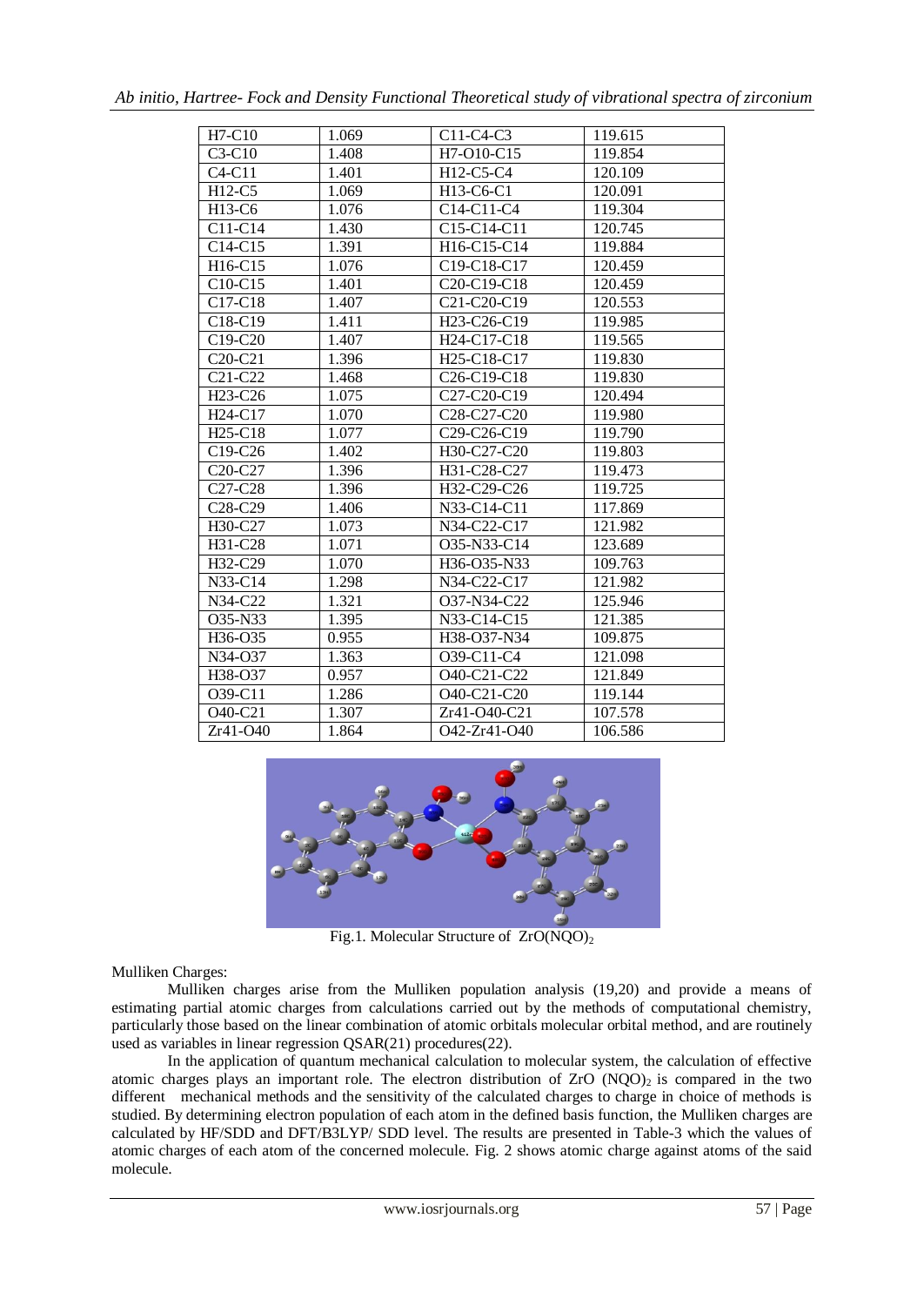| H7-C10 | 1.069 | C11-C4-C3 | 119.615 |
|---|---|---|---|
| C3-C10 | 1.408 | H7-O10-C15 | 119.854 |
| C4-C11 | 1.401 | H12-C5-C4 | 120.109 |
| H12-C5 | 1.069 | H13-C6-C1 | 120.091 |
| H13-C6 | 1.076 | C14-C11-C4 | 119.304 |
| C11-C14 | 1.430 | C15-C14-C11 | 120.745 |
| C14-C15 | 1.391 | H16-C15-C14 | 119.884 |
| H16-C15 | 1.076 | C19-C18-C17 | 120.459 |
| C10-C15 | 1.401 | C20-C19-C18 | 120.459 |
| C17-C18 | 1.407 | C21-C20-C19 | 120.553 |
| C18-C19 | 1.411 | H23-C26-C19 | 119.985 |
| C19-C20 | 1.407 | H24-C17-C18 | 119.565 |
| C20-C21 | 1.396 | H25-C18-C17 | 119.830 |
| C21-C22 | 1.468 | C26-C19-C18 | 119.830 |
| H23-C26 | 1.075 | C27-C20-C19 | 120.494 |
| H24-C17 | 1.070 | C28-C27-C20 | 119.980 |
| H25-C18 | 1.077 | C29-C26-C19 | 119.790 |
| C19-C26 | 1.402 | H30-C27-C20 | 119.803 |
| C20-C27 | 1.396 | H31-C28-C27 | 119.473 |
| C27-C28 | 1.396 | H32-C29-C26 | 119.725 |
| C28-C29 | 1.406 | N33-C14-C11 | 117.869 |
| H30-C27 | 1.073 | N34-C22-C17 | 121.982 |
| H31-C28 | 1.071 | O35-N33-C14 | 123.689 |
| H32-C29 | 1.070 | H36-O35-N33 | 109.763 |
| N33-C14 | 1.298 | N34-C22-C17 | 121.982 |
| N34-C22 | 1.321 | O37-N34-C22 | 125.946 |
| O35-N33 | 1.395 | N33-C14-C15 | 121.385 |
| H36-O35 | 0.955 | H38-O37-N34 | 109.875 |
| N34-O37 | 1.363 | O39-C11-C4 | 121.098 |
| H38-O37 | 0.957 | O40-C21-C22 | 121.849 |
| O39-C11 | 1.286 | O40-C21-C20 | 119.144 |
| O40-C21 | 1.307 | Zr41-O40-C21 | 107.578 |
| Zr41-O40 | 1.864 | O42-Zr41-O40 | 106.586 |

Fig.1. Molecular Structure of $ZrO(NQO)_2$

Mulliken Charges:

Mulliken charges arise from the Mulliken population analysis (19,20) and provide a means of estimating partial atomic charges from calculations carried out by the methods of computational chemistry, particularly those based on the linear combination of atomic orbitals molecular orbital method, and are routinely used as variables in linear regression QSAR(21) procedures(22).

In the application of quantum mechanical calculation to molecular system, the calculation of effective atomic charges plays an important role. The electron distribution of $ZrO\ (NQO)_2$ is compared in the two different mechanical methods and the sensitivity of the calculated charges to charge in choice of methods is studied. By determining electron population of each atom in the defined basis function, the Mulliken charges are calculated by HF/SDD and DFT/B3LYP/ SDD level. The results are presented in Table-3 which the values of atomic charges of each atom of the concerned molecule. Fig. 2 shows atomic charge against atoms of the said molecule.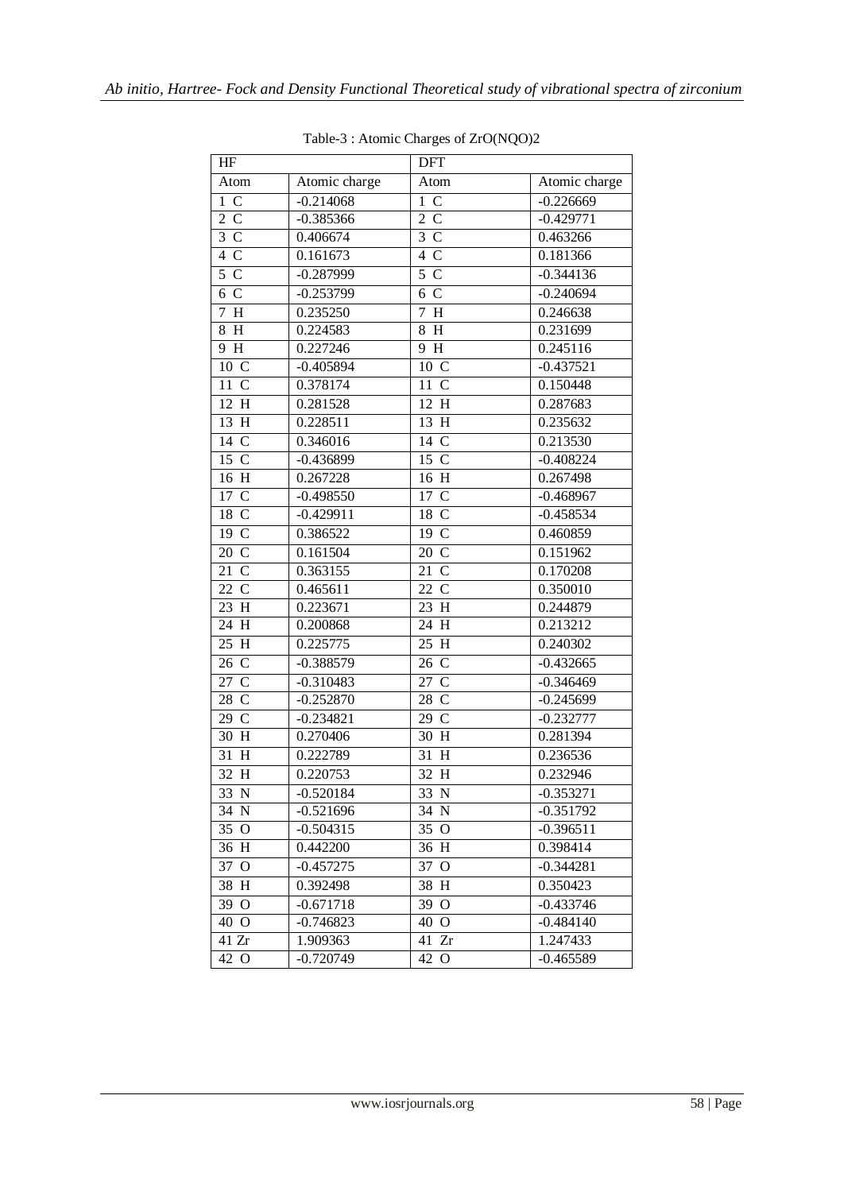Table-3 : Atomic Charges of ZrO(NQO)2

| HF | | DFT | |
|---|---|---|---|
| Atom | Atomic charge | Atom | Atomic charge |
| 1 C | -0.214068 | 1 C | -0.226669 |
| 2 C | -0.385366 | 2 C | -0.429771 |
| 3 C | 0.406674 | 3 C | 0.463266 |
| 4 C | 0.161673 | 4 C | 0.181366 |
| 5 C | -0.287999 | 5 C | -0.344136 |
| 6 C | -0.253799 | 6 C | -0.240694 |
| 7 H | 0.235250 | 7 H | 0.246638 |
| 8 H | 0.224583 | 8 H | 0.231699 |
| 9 H | 0.227246 | 9 H | 0.245116 |
| 10 C | -0.405894 | 10 C | -0.437521 |
| 11 C | 0.378174 | 11 C | 0.150448 |
| 12 H | 0.281528 | 12 H | 0.287683 |
| 13 H | 0.228511 | 13 H | 0.235632 |
| 14 C | 0.346016 | 14 C | 0.213530 |
| 15 C | -0.436899 | 15 C | -0.408224 |
| 16 H | 0.267228 | 16 H | 0.267498 |
| 17 C | -0.498550 | 17 C | -0.468967 |
| 18 C | -0.429911 | 18 C | -0.458534 |
| 19 C | 0.386522 | 19 C | 0.460859 |
| 20 C | 0.161504 | 20 C | 0.151962 |
| 21 C | 0.363155 | 21 C | 0.170208 |
| 22 C | 0.465611 | 22 C | 0.350010 |
| 23 H | 0.223671 | 23 H | 0.244879 |
| 24 H | 0.200868 | 24 H | 0.213212 |
| 25 H | 0.225775 | 25 H | 0.240302 |
| 26 C | -0.388579 | 26 C | -0.432665 |
| 27 C | -0.310483 | 27 C | -0.346469 |
| 28 C | -0.252870 | 28 C | -0.245699 |
| 29 C | -0.234821 | 29 C | -0.232777 |
| 30 H | 0.270406 | 30 H | 0.281394 |
| 31 H | 0.222789 | 31 H | 0.236536 |
| 32 H | 0.220753 | 32 H | 0.232946 |
| 33 N | -0.520184 | 33 N | -0.353271 |
| 34 N | -0.521696 | 34 N | -0.351792 |
| 35 O | -0.504315 | 35 O | -0.396511 |
| 36 H | 0.442200 | 36 H | 0.398414 |
| 37 O | -0.457275 | 37 O | -0.344281 |
| 38 H | 0.392498 | 38 H | 0.350423 |
| 39 O | -0.671718 | 39 O | -0.433746 |
| 40 O | -0.746823 | 40 O | -0.484140 |
| 41 Zr | 1.909363 | 41 Zr | 1.247433 |
| 42 O | -0.720749 | 42 O | -0.465589 |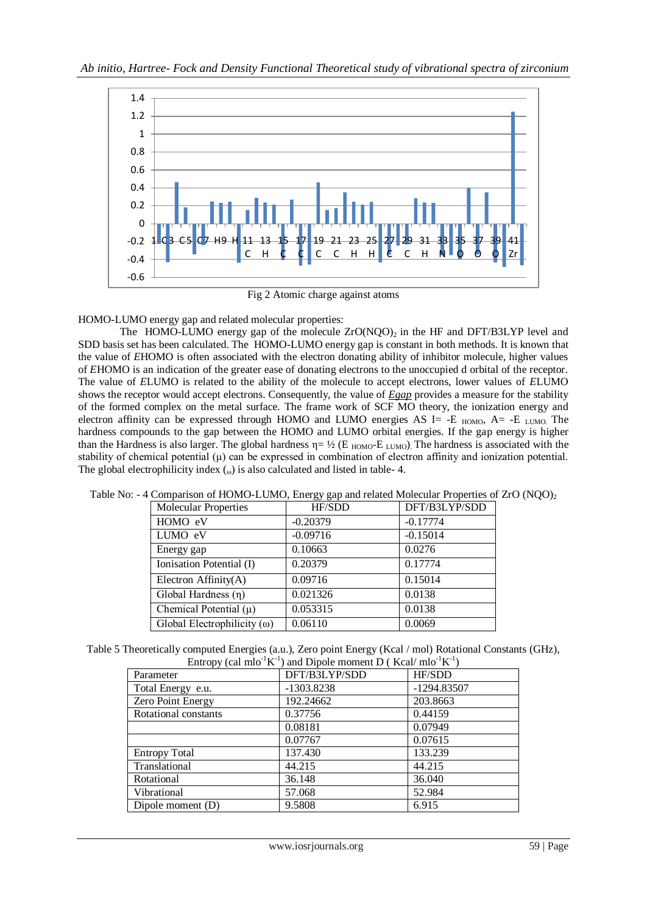Fig 2 Atomic charge against atoms

HOMO-LUMO energy gap and related molecular properties:

The HOMO-LUMO energy gap of the molecule $ZrO(NQO)_2$ in the HF and DFT/B3LYP level and SDD basis set has been calculated. The HOMO-LUMO energy gap is constant in both methods. It is known that the value of *E*HOMO is often associated with the electron donating ability of inhibitor molecule, higher values of *E*HOMO is an indication of the greater ease of donating electrons to the unoccupied d orbital of the receptor. The value of *E*LUMO is related to the ability of the molecule to accept electrons, lower values of *E*LUMO shows the receptor would accept electrons. Consequently, the value of *Egap* provides a measure for the stability of the formed complex on the metal surface. The frame work of SCF MO theory, the ionization energy and electron affinity can be expressed through HOMO and LUMO energies AS $I= -E_{HOMO}$, $A= -E_{LUMO}$. The hardness compounds to the gap between the HOMO and LUMO orbital energies. If the gap energy is higher than the Hardness is also larger. The global hardness $\eta= ½ (E_{HOMO}-E_{LUMO})$. The hardness is associated with the stability of chemical potential (μ) can be expressed in combination of electron affinity and ionization potential. The global electrophilicity index (ω) is also calculated and listed in table- 4.

Table No: - 4 Comparison of HOMO-LUMO, Energy gap and related Molecular Properties of $ZrO(NQO)_2$

| Molecular Properties | HF/SDD | DFT/B3LYP/SDD |
|---|---|---|
| HOMO eV | -0.20379 | -0.17774 |
| LUMO eV | -0.09716 | -0.15014 |
| Energy gap | 0.10663 | 0.0276 |
| Ionisation Potential (I) | 0.20379 | 0.17774 |
| Electron Affinity(A) | 0.09716 | 0.15014 |
| Global Hardness (η) | 0.021326 | 0.0138 |
| Chemical Potential (μ) | 0.053315 | 0.0138 |
| Global Electrophilicity (ω) | 0.06110 | 0.0069 |

Table 5 Theoretically computed Energies (a.u.), Zero point Energy (Kcal / mol) Rotational Constants (GHz), Entropy (cal $mlo^{-1}K^{-1}$) and Dipole moment D ( Kcal/ $mlo^{-1}K^{-1}$)

| Parameter | DFT/B3LYP/SDD | HF/SDD |
|---|---|---|
| Total Energy e.u. | -1303.8238 | -1294.83507 |
| Zero Point Energy | 192.24662 | 203.8663 |
| Rotational constants | 0.37756 | 0.44159 |
| | 0.08181 | 0.07949 |
| | 0.07767 | 0.07615 |
| Entropy Total | 137.430 | 133.239 |
| Translational | 44.215 | 44.215 |
| Rotational | 36.148 | 36.040 |
| Vibrational | 57.068 | 52.984 |
| Dipole moment (D) | 9.5808 | 6.915 |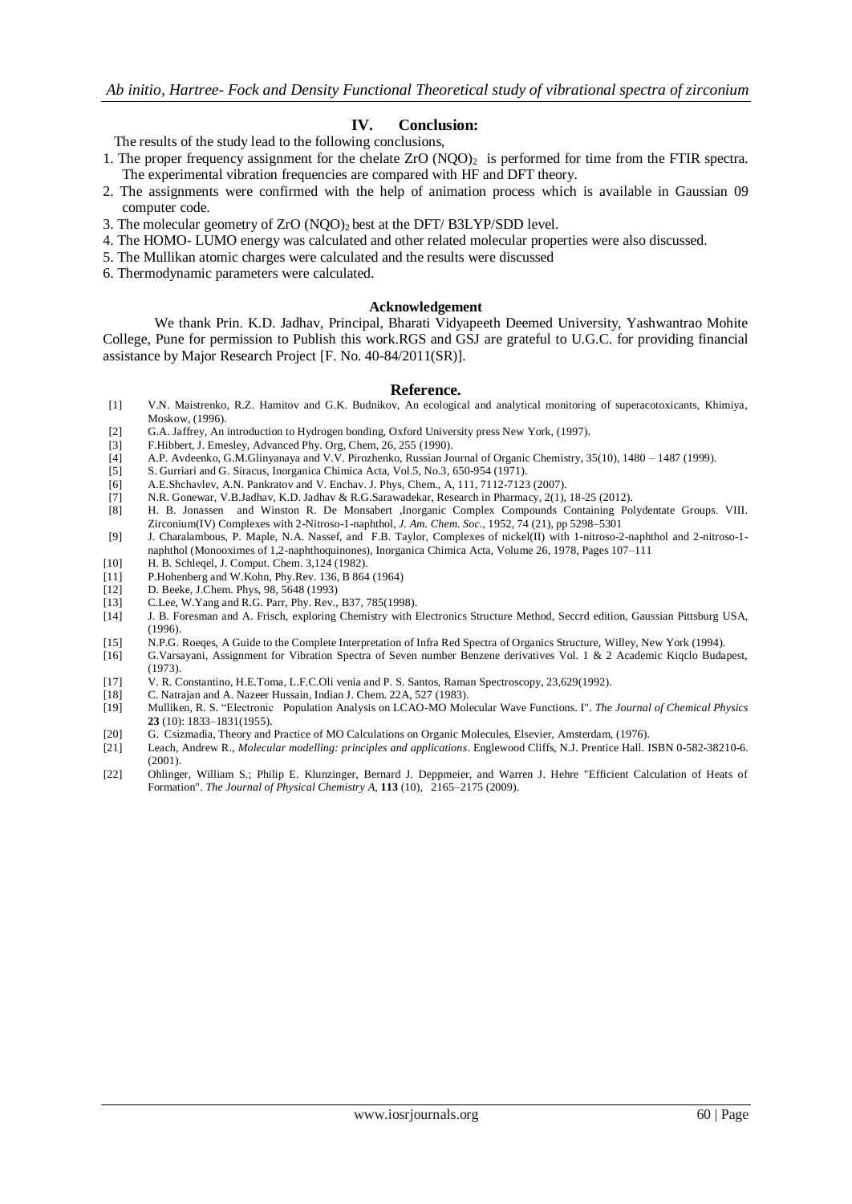## IV. Conclusion:

The results of the study lead to the following conclusions,

1. The proper frequency assignment for the chelate $ZrO\ (NQO)_2$ is performed for time from the FTIR spectra. The experimental vibration frequencies are compared with HF and DFT theory.
2. The assignments were confirmed with the help of animation process which is available in Gaussian 09 computer code.
3. The molecular geometry of $ZrO\ (NQO)_2$ best at the DFT/ B3LYP/SDD level.
4. The HOMO- LUMO energy was calculated and other related molecular properties were also discussed.
5. The Mullikan atomic charges were calculated and the results were discussed
6. Thermodynamic parameters were calculated.

### Acknowledgement

We thank Prin. K.D. Jadhav, Principal, Bharati Vidyapeeth Deemed University, Yashwantrao Mohite College, Pune for permission to Publish this work.RGS and GSJ are grateful to U.G.C. for providing financial assistance by Major Research Project [F. No. 40-84/2011(SR)].

### Reference.

[1] V.N. Maistrenko, R.Z. Hamitov and G.K. Budnikov, An ecological and analytical monitoring of superacotoxicants, Khimiya, Moskow, (1996).

[2] G.A. Jaffrey, An introduction to Hydrogen bonding, Oxford University press New York, (1997).

[3] F.Hibbert, J. Emesley, Advanced Phy. Org, Chem, 26, 255 (1990).

[4] A.P. Avdeenko, G.M.Glinyanaya and V.V. Pirozhenko, Russian Journal of Organic Chemistry, 35(10), 1480 – 1487 (1999).

[5] S. Gurriari and G. Siracus, Inorganica Chimica Acta, Vol.5, No.3, 650-954 (1971).

[6] A.E.Shchavlev, A.N. Pankratov and V. Enchav. J. Phys, Chem., A, 111, 7112-7123 (2007).

[7] N.R. Gonewar, V.B.Jadhav, K.D. Jadhav & R.G.Sarawadekar, Research in Pharmacy, 2(1), 18-25 (2012).

[8] H. B. Jonassen and Winston R. De Monsabert ,Inorganic Complex Compounds Containing Polydentate Groups. VIII. Zirconium(IV) Complexes with 2-Nitroso-1-naphthol, *J. Am. Chem. Soc.*, 1952, 74 (21), pp 5298–5301

[9] J. Charalambous, P. Maple, N.A. Nassef, and F.B. Taylor, Complexes of nickel(II) with 1-nitroso-2-naphthol and 2-nitroso-1-naphthol (Monooximes of 1,2-naphthoquinones), Inorganica Chimica Acta, Volume 26, 1978, Pages 107–111

[10] H. B. Schleqel, J. Comput. Chem. 3,124 (1982).

[11] P.Hohenberg and W.Kohn, Phy.Rev. 136, B 864 (1964)

[12] D. Beeke, J.Chem. Phys, 98, 5648 (1993)

[13] C.Lee, W.Yang and R.G. Parr, Phy. Rev., B37, 785(1998).

[14] J. B. Foresman and A. Frisch, exploring Chemistry with Electronics Structure Method, Seccrd edition, Gaussian Pittsburg USA, (1996).

[15] N.P.G. Roeqes, A Guide to the Complete Interpretation of Infra Red Spectra of Organics Structure, Willey, New York (1994).

[16] G.Varsayani, Assignment for Vibration Spectra of Seven number Benzene derivatives Vol. 1 & 2 Academic Kiqclo Budapest, (1973).

[17] V. R. Constantino, H.E.Toma, L.F.C.Oli venia and P. S. Santos, Raman Spectroscopy, 23,629(1992).

[18] C. Natrajan and A. Nazeer Hussain, Indian J. Chem. 22A, 527 (1983).

[19] Mulliken, R. S. "Electronic Population Analysis on LCAO-MO Molecular Wave Functions. I". *The Journal of Chemical Physics* **23** (10): 1833–1831(1955).

[20] G. Csizmadia, Theory and Practice of MO Calculations on Organic Molecules, Elsevier, Amsterdam, (1976).

[21] Leach, Andrew R., *Molecular modelling: principles and applications*. Englewood Cliffs, N.J. Prentice Hall. ISBN 0-582-38210-6. (2001).

[22] Ohlinger, William S.; Philip E. Klunzinger, Bernard J. Deppmeier, and Warren J. Hehre "Efficient Calculation of Heats of Formation". *The Journal of Physical Chemistry A*, **113** (10), 2165–2175 (2009).